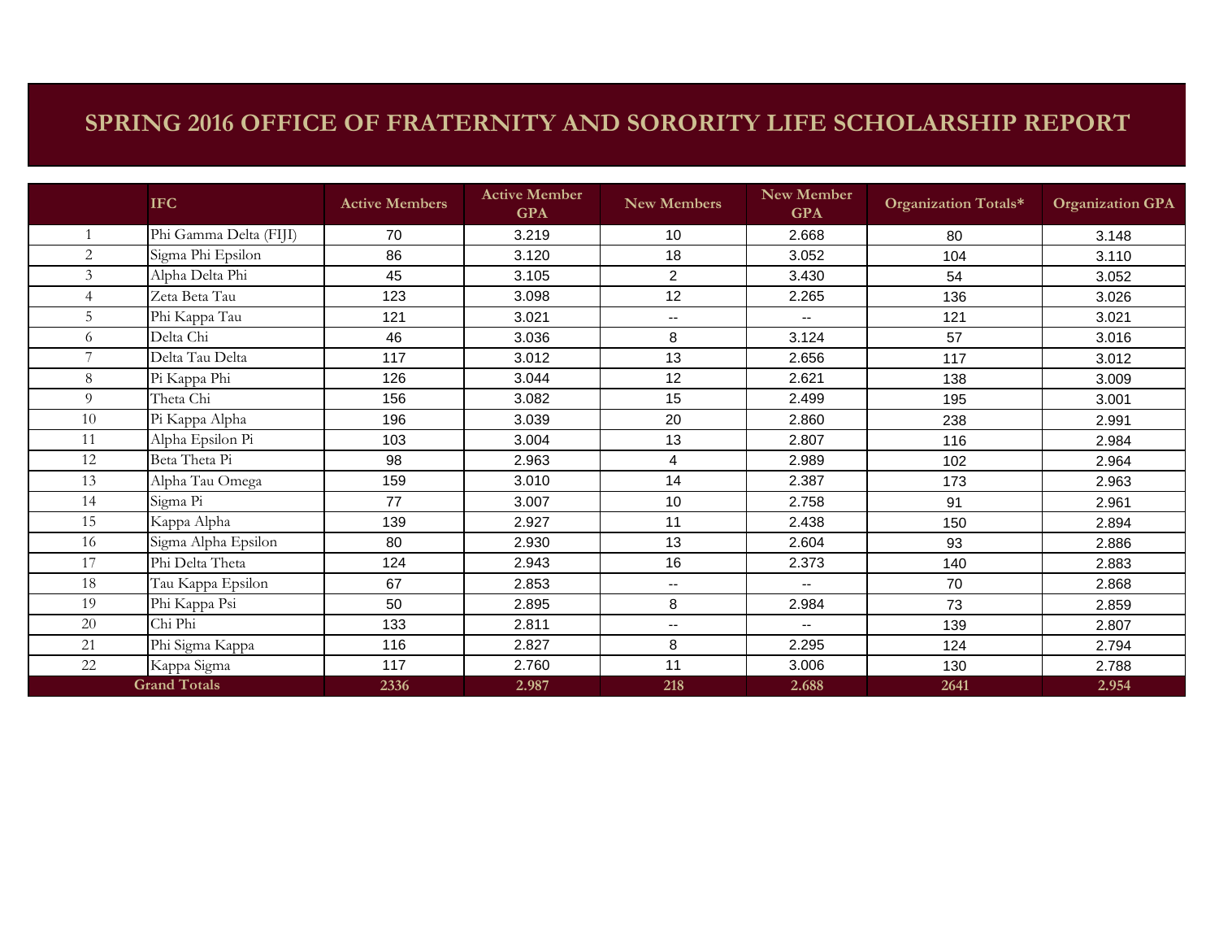# SPRING 2016 OFFICE OF FRATERNITY AND SORORITY LIFE SCHOLARSHIP REPORT

| | IFC | Active Members | Active Member GPA | New Members | New Member GPA | Organization Totals* | Organization GPA |
|---|---|---|---|---|---|---|---|
| 1 | Phi Gamma Delta (FIJI) | 70 | 3.219 | 10 | 2.668 | 80 | 3.148 |
| 2 | Sigma Phi Epsilon | 86 | 3.120 | 18 | 3.052 | 104 | 3.110 |
| 3 | Alpha Delta Phi | 45 | 3.105 | 2 | 3.430 | 54 | 3.052 |
| 4 | Zeta Beta Tau | 123 | 3.098 | 12 | 2.265 | 136 | 3.026 |
| 5 | Phi Kappa Tau | 121 | 3.021 | -- | -- | 121 | 3.021 |
| 6 | Delta Chi | 46 | 3.036 | 8 | 3.124 | 57 | 3.016 |
| 7 | Delta Tau Delta | 117 | 3.012 | 13 | 2.656 | 117 | 3.012 |
| 8 | Pi Kappa Phi | 126 | 3.044 | 12 | 2.621 | 138 | 3.009 |
| 9 | Theta Chi | 156 | 3.082 | 15 | 2.499 | 195 | 3.001 |
| 10 | Pi Kappa Alpha | 196 | 3.039 | 20 | 2.860 | 238 | 2.991 |
| 11 | Alpha Epsilon Pi | 103 | 3.004 | 13 | 2.807 | 116 | 2.984 |
| 12 | Beta Theta Pi | 98 | 2.963 | 4 | 2.989 | 102 | 2.964 |
| 13 | Alpha Tau Omega | 159 | 3.010 | 14 | 2.387 | 173 | 2.963 |
| 14 | Sigma Pi | 77 | 3.007 | 10 | 2.758 | 91 | 2.961 |
| 15 | Kappa Alpha | 139 | 2.927 | 11 | 2.438 | 150 | 2.894 |
| 16 | Sigma Alpha Epsilon | 80 | 2.930 | 13 | 2.604 | 93 | 2.886 |
| 17 | Phi Delta Theta | 124 | 2.943 | 16 | 2.373 | 140 | 2.883 |
| 18 | Tau Kappa Epsilon | 67 | 2.853 | -- | -- | 70 | 2.868 |
| 19 | Phi Kappa Psi | 50 | 2.895 | 8 | 2.984 | 73 | 2.859 |
| 20 | Chi Phi | 133 | 2.811 | -- | -- | 139 | 2.807 |
| 21 | Phi Sigma Kappa | 116 | 2.827 | 8 | 2.295 | 124 | 2.794 |
| 22 | Kappa Sigma | 117 | 2.760 | 11 | 3.006 | 130 | 2.788 |
| **Grand Totals** | | **2336** | **2.987** | **218** | **2.688** | **2641** | **2.954** |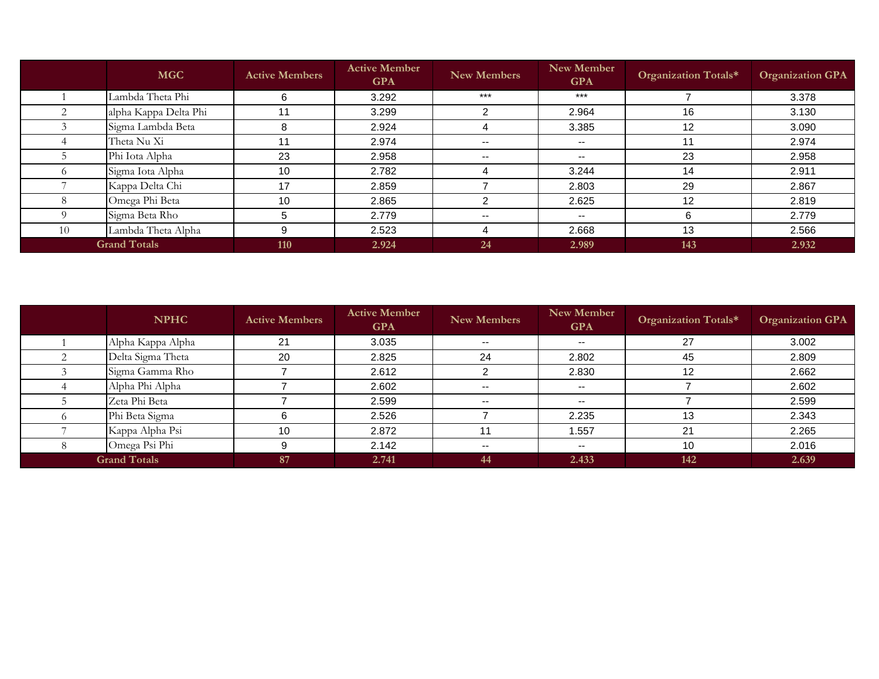| | MGC | Active Members | Active Member GPA | New Members | New Member GPA | Organization Totals* | Organization GPA |
|---|---|---|---|---|---|---|---|
| 1 | Lambda Theta Phi | 6 | 3.292 | *** | *** | 7 | 3.378 |
| 2 | alpha Kappa Delta Phi | 11 | 3.299 | 2 | 2.964 | 16 | 3.130 |
| 3 | Sigma Lambda Beta | 8 | 2.924 | 4 | 3.385 | 12 | 3.090 |
| 4 | Theta Nu Xi | 11 | 2.974 | -- | -- | 11 | 2.974 |
| 5 | Phi Iota Alpha | 23 | 2.958 | -- | -- | 23 | 2.958 |
| 6 | Sigma Iota Alpha | 10 | 2.782 | 4 | 3.244 | 14 | 2.911 |
| 7 | Kappa Delta Chi | 17 | 2.859 | 7 | 2.803 | 29 | 2.867 |
| 8 | Omega Phi Beta | 10 | 2.865 | 2 | 2.625 | 12 | 2.819 |
| 9 | Sigma Beta Rho | 5 | 2.779 | -- | -- | 6 | 2.779 |
| 10 | Lambda Theta Alpha | 9 | 2.523 | 4 | 2.668 | 13 | 2.566 |
| **Grand Totals** | | **110** | **2.924** | **24** | **2.989** | **143** | **2.932** |

| | NPHC | Active Members | Active Member GPA | New Members | New Member GPA | Organization Totals* | Organization GPA |
|---|---|---|---|---|---|---|---|
| 1 | Alpha Kappa Alpha | 21 | 3.035 | -- | -- | 27 | 3.002 |
| 2 | Delta Sigma Theta | 20 | 2.825 | 24 | 2.802 | 45 | 2.809 |
| 3 | Sigma Gamma Rho | 7 | 2.612 | 2 | 2.830 | 12 | 2.662 |
| 4 | Alpha Phi Alpha | 7 | 2.602 | -- | -- | 7 | 2.602 |
| 5 | Zeta Phi Beta | 7 | 2.599 | -- | -- | 7 | 2.599 |
| 6 | Phi Beta Sigma | 6 | 2.526 | 7 | 2.235 | 13 | 2.343 |
| 7 | Kappa Alpha Psi | 10 | 2.872 | 11 | 1.557 | 21 | 2.265 |
| 8 | Omega Psi Phi | 9 | 2.142 | -- | -- | 10 | 2.016 |
| **Grand Totals** | | **87** | **2.741** | **44** | **2.433** | **142** | **2.639** |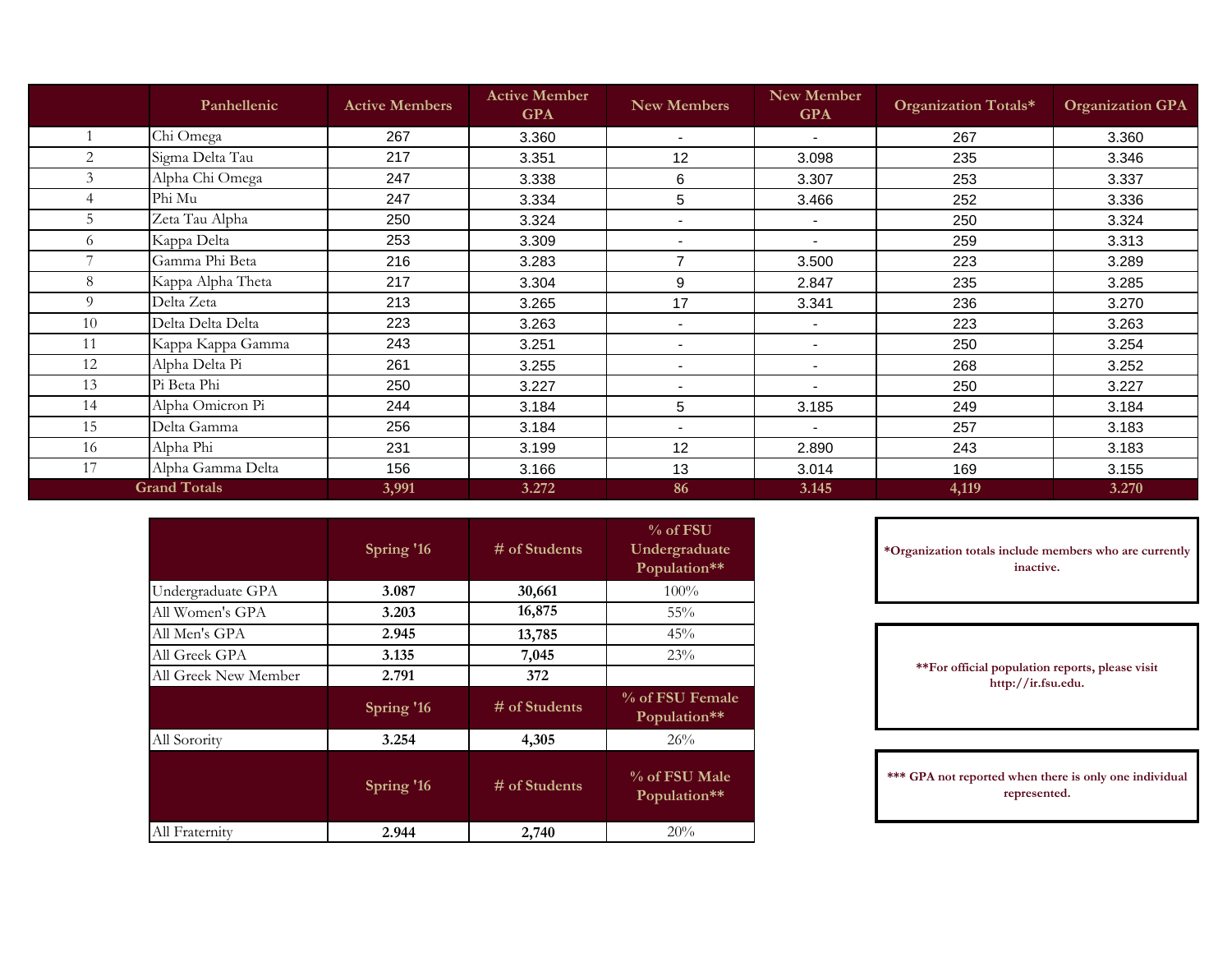| | Panhellenic | Active Members | Active Member GPA | New Members | New Member GPA | Organization Totals* | Organization GPA |
|---|---|---|---|---|---|---|---|
| 1 | Chi Omega | 267 | 3.360 | - | - | 267 | 3.360 |
| 2 | Sigma Delta Tau | 217 | 3.351 | 12 | 3.098 | 235 | 3.346 |
| 3 | Alpha Chi Omega | 247 | 3.338 | 6 | 3.307 | 253 | 3.337 |
| 4 | Phi Mu | 247 | 3.334 | 5 | 3.466 | 252 | 3.336 |
| 5 | Zeta Tau Alpha | 250 | 3.324 | - | - | 250 | 3.324 |
| 6 | Kappa Delta | 253 | 3.309 | - | - | 259 | 3.313 |
| 7 | Gamma Phi Beta | 216 | 3.283 | 7 | 3.500 | 223 | 3.289 |
| 8 | Kappa Alpha Theta | 217 | 3.304 | 9 | 2.847 | 235 | 3.285 |
| 9 | Delta Zeta | 213 | 3.265 | 17 | 3.341 | 236 | 3.270 |
| 10 | Delta Delta Delta | 223 | 3.263 | - | - | 223 | 3.263 |
| 11 | Kappa Kappa Gamma | 243 | 3.251 | - | - | 250 | 3.254 |
| 12 | Alpha Delta Pi | 261 | 3.255 | - | - | 268 | 3.252 |
| 13 | Pi Beta Phi | 250 | 3.227 | - | - | 250 | 3.227 |
| 14 | Alpha Omicron Pi | 244 | 3.184 | 5 | 3.185 | 249 | 3.184 |
| 15 | Delta Gamma | 256 | 3.184 | - | - | 257 | 3.183 |
| 16 | Alpha Phi | 231 | 3.199 | 12 | 2.890 | 243 | 3.183 |
| 17 | Alpha Gamma Delta | 156 | 3.166 | 13 | 3.014 | 169 | 3.155 |
| Grand Totals | | 3,991 | 3.272 | 86 | 3.145 | 4,119 | 3.270 |

| | Spring '16 | # of Students | % of FSU Undergraduate Population** |
|---|---|---|---|
| Undergraduate GPA | **3.087** | **30,661** | 100% |
| All Women's GPA | **3.203** | **16,875** | 55% |
| All Men's GPA | **2.945** | **13,785** | 45% |
| All Greek GPA | **3.135** | **7,045** | 23% |
| All Greek New Member | **2.791** | **372** | |
| | **Spring '16** | **# of Students** | **% of FSU Female Population**** |
| All Sorority | **3.254** | **4,305** | 26% |
| | **Spring '16** | **# of Students** | **% of FSU Male Population**** |
| All Fraternity | **2.944** | **2,740** | 20% |

***Organization totals include members who are currently inactive.**

****For official population reports, please visit http://ir.fsu.edu.**

***** GPA not reported when there is only one individual represented.**